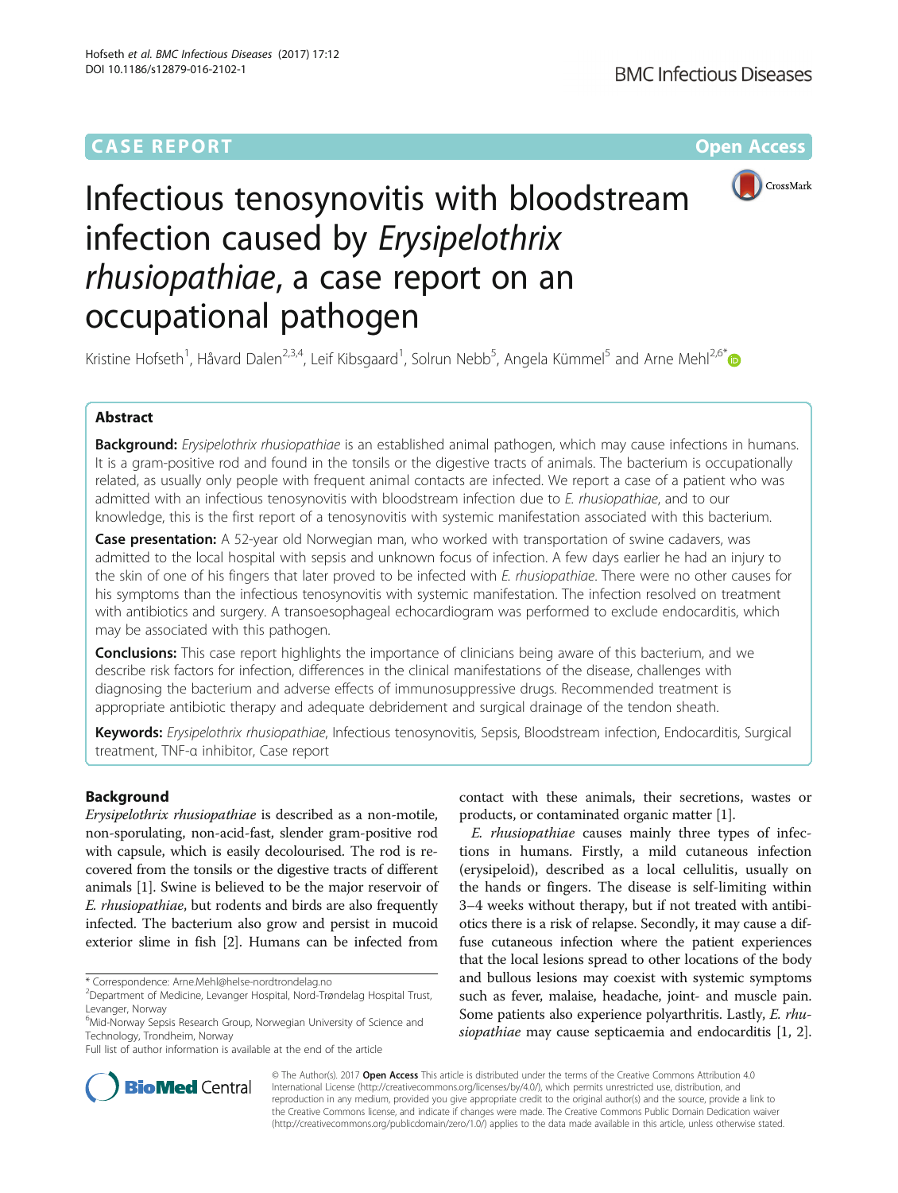CASE REPORT

Open Access

# Infectious tenosynovitis with bloodstream infection caused by *Erysipelothrix rhusiopathiae*, a case report on an occupational pathogen

Kristine Hofseth[1], Håvard Dalen[2,3,4], Leif Kibsgaard[1], Solrun Nebb[5], Angela Kümmel[5] and Arne Mehl[2,6*]

## Abstract

**Background:** *Erysipelothrix rhusiopathiae* is an established animal pathogen, which may cause infections in humans. It is a gram-positive rod and found in the tonsils or the digestive tracts of animals. The bacterium is occupationally related, as usually only people with frequent animal contacts are infected. We report a case of a patient who was admitted with an infectious tenosynovitis with bloodstream infection due to *E. rhusiopathiae*, and to our knowledge, this is the first report of a tenosynovitis with systemic manifestation associated with this bacterium.

**Case presentation:** A 52-year old Norwegian man, who worked with transportation of swine cadavers, was admitted to the local hospital with sepsis and unknown focus of infection. A few days earlier he had an injury to the skin of one of his fingers that later proved to be infected with *E. rhusiopathiae*. There were no other causes for his symptoms than the infectious tenosynovitis with systemic manifestation. The infection resolved on treatment with antibiotics and surgery. A transoesophageal echocardiogram was performed to exclude endocarditis, which may be associated with this pathogen.

**Conclusions:** This case report highlights the importance of clinicians being aware of this bacterium, and we describe risk factors for infection, differences in the clinical manifestations of the disease, challenges with diagnosing the bacterium and adverse effects of immunosuppressive drugs. Recommended treatment is appropriate antibiotic therapy and adequate debridement and surgical drainage of the tendon sheath.

**Keywords:** *Erysipelothrix rhusiopathiae*, Infectious tenosynovitis, Sepsis, Bloodstream infection, Endocarditis, Surgical treatment, TNF-α inhibitor, Case report

## Background

*Erysipelothrix rhusiopathiae* is described as a non-motile, non-sporulating, non-acid-fast, slender gram-positive rod with capsule, which is easily decolourised. The rod is recovered from the tonsils or the digestive tracts of different animals [1]. Swine is believed to be the major reservoir of *E. rhusiopathiae*, but rodents and birds are also frequently infected. The bacterium also grow and persist in mucoid exterior slime in fish [2]. Humans can be infected from contact with these animals, their secretions, wastes or products, or contaminated organic matter [1].

*E. rhusiopathiae* causes mainly three types of infections in humans. Firstly, a mild cutaneous infection (erysipeloid), described as a local cellulitis, usually on the hands or fingers. The disease is self-limiting within 3–4 weeks without therapy, but if not treated with antibiotics there is a risk of relapse. Secondly, it may cause a diffuse cutaneous infection where the patient experiences that the local lesions spread to other locations of the body and bullous lesions may coexist with systemic symptoms such as fever, malaise, headache, joint- and muscle pain. Some patients also experience polyarthritis. Lastly, *E. rhusiopathiae* may cause septicaemia and endocarditis [1, 2].

* Correspondence: Arne.Mehl@helse-nordtrondelag.no
[2]Department of Medicine, Levanger Hospital, Nord-Trøndelag Hospital Trust, Levanger, Norway
[6]Mid-Norway Sepsis Research Group, Norwegian University of Science and Technology, Trondheim, Norway
Full list of author information is available at the end of the article

© The Author(s). 2017 **Open Access** This article is distributed under the terms of the Creative Commons Attribution 4.0 International License (http://creativecommons.org/licenses/by/4.0/), which permits unrestricted use, distribution, and reproduction in any medium, provided you give appropriate credit to the original author(s) and the source, provide a link to the Creative Commons license, and indicate if changes were made. The Creative Commons Public Domain Dedication waiver (http://creativecommons.org/publicdomain/zero/1.0/) applies to the data made available in this article, unless otherwise stated.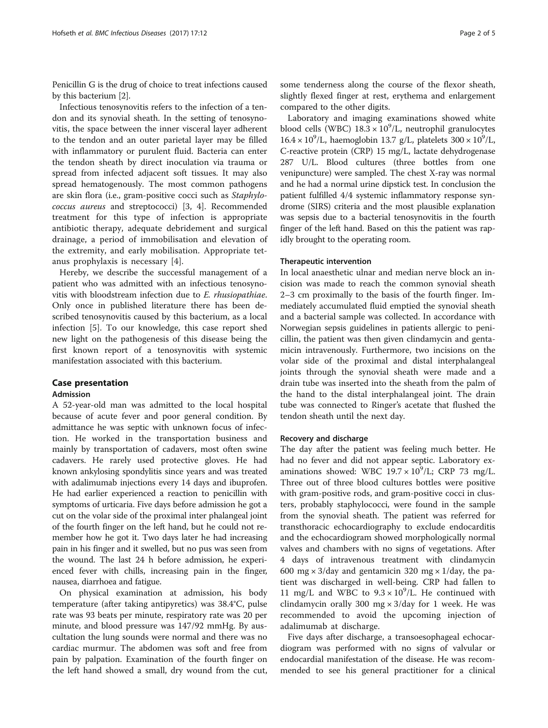Penicillin G is the drug of choice to treat infections caused by this bacterium [2].

Infectious tenosynovitis refers to the infection of a tendon and its synovial sheath. In the setting of tenosynovitis, the space between the inner visceral layer adherent to the tendon and an outer parietal layer may be filled with inflammatory or purulent fluid. Bacteria can enter the tendon sheath by direct inoculation via trauma or spread from infected adjacent soft tissues. It may also spread hematogenously. The most common pathogens are skin flora (i.e., gram-positive cocci such as *Staphylococcus aureus* and streptococci) [3, 4]. Recommended treatment for this type of infection is appropriate antibiotic therapy, adequate debridement and surgical drainage, a period of immobilisation and elevation of the extremity, and early mobilisation. Appropriate tetanus prophylaxis is necessary [4].

Hereby, we describe the successful management of a patient who was admitted with an infectious tenosynovitis with bloodstream infection due to *E. rhusiopathiae*. Only once in published literature there has been described tenosynovitis caused by this bacterium, as a local infection [5]. To our knowledge, this case report shed new light on the pathogenesis of this disease being the first known report of a tenosynovitis with systemic manifestation associated with this bacterium.

## Case presentation

### Admission

A 52-year-old man was admitted to the local hospital because of acute fever and poor general condition. By admittance he was septic with unknown focus of infection. He worked in the transportation business and mainly by transportation of cadavers, most often swine cadavers. He rarely used protective gloves. He had known ankylosing spondylitis since years and was treated with adalimumab injections every 14 days and ibuprofen. He had earlier experienced a reaction to penicillin with symptoms of urticaria. Five days before admission he got a cut on the volar side of the proximal inter phalangeal joint of the fourth finger on the left hand, but he could not remember how he got it. Two days later he had increasing pain in his finger and it swelled, but no pus was seen from the wound. The last 24 h before admission, he experienced fever with chills, increasing pain in the finger, nausea, diarrhoea and fatigue.

On physical examination at admission, his body temperature (after taking antipyretics) was 38.4°C, pulse rate was 93 beats per minute, respiratory rate was 20 per minute, and blood pressure was 147/92 mmHg. By auscultation the lung sounds were normal and there was no cardiac murmur. The abdomen was soft and free from pain by palpation. Examination of the fourth finger on the left hand showed a small, dry wound from the cut, some tenderness along the course of the flexor sheath, slightly flexed finger at rest, erythema and enlargement compared to the other digits.

Laboratory and imaging examinations showed white blood cells (WBC) $18.3 \times 10^9$/L, neutrophil granulocytes $16.4 \times 10^9$/L, haemoglobin 13.7 g/L, platelets $300 \times 10^9$/L, C-reactive protein (CRP) 15 mg/L, lactate dehydrogenase 287 U/L. Blood cultures (three bottles from one venipuncture) were sampled. The chest X-ray was normal and he had a normal urine dipstick test. In conclusion the patient fulfilled 4/4 systemic inflammatory response syndrome (SIRS) criteria and the most plausible explanation was sepsis due to a bacterial tenosynovitis in the fourth finger of the left hand. Based on this the patient was rapidly brought to the operating room.

### Therapeutic intervention

In local anaesthetic ulnar and median nerve block an incision was made to reach the common synovial sheath 2–3 cm proximally to the basis of the fourth finger. Immediately accumulated fluid emptied the synovial sheath and a bacterial sample was collected. In accordance with Norwegian sepsis guidelines in patients allergic to penicillin, the patient was then given clindamycin and gentamicin intravenously. Furthermore, two incisions on the volar side of the proximal and distal interphalangeal joints through the synovial sheath were made and a drain tube was inserted into the sheath from the palm of the hand to the distal interphalangeal joint. The drain tube was connected to Ringer's acetate that flushed the tendon sheath until the next day.

### Recovery and discharge

The day after the patient was feeling much better. He had no fever and did not appear septic. Laboratory examinations showed: WBC $19.7 \times 10^9$/L; CRP 73 mg/L. Three out of three blood cultures bottles were positive with gram-positive rods, and gram-positive cocci in clusters, probably staphylococci, were found in the sample from the synovial sheath. The patient was referred for transthoracic echocardiography to exclude endocarditis and the echocardiogram showed morphologically normal valves and chambers with no signs of vegetations. After 4 days of intravenous treatment with clindamycin 600 mg × 3/day and gentamicin 320 mg × 1/day, the patient was discharged in well-being. CRP had fallen to 11 mg/L and WBC to $9.3 \times 10^9$/L. He continued with clindamycin orally 300 mg × 3/day for 1 week. He was recommended to avoid the upcoming injection of adalimumab at discharge.

Five days after discharge, a transoesophageal echocardiogram was performed with no signs of valvular or endocardial manifestation of the disease. He was recommended to see his general practitioner for a clinical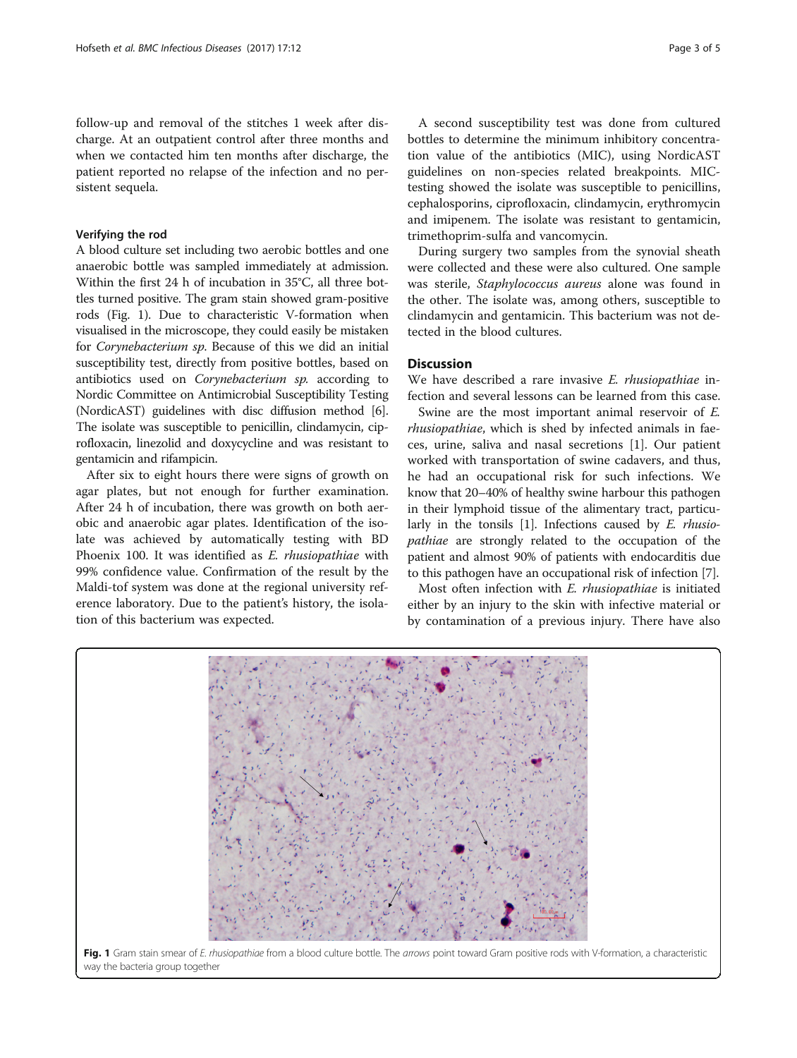follow-up and removal of the stitches 1 week after discharge. At an outpatient control after three months and when we contacted him ten months after discharge, the patient reported no relapse of the infection and no persistent sequela.

### Verifying the rod

A blood culture set including two aerobic bottles and one anaerobic bottle was sampled immediately at admission. Within the first 24 h of incubation in 35°C, all three bottles turned positive. The gram stain showed gram-positive rods (Fig. 1). Due to characteristic V-formation when visualised in the microscope, they could easily be mistaken for *Corynebacterium sp*. Because of this we did an initial susceptibility test, directly from positive bottles, based on antibiotics used on *Corynebacterium sp.* according to Nordic Committee on Antimicrobial Susceptibility Testing (NordicAST) guidelines with disc diffusion method [6]. The isolate was susceptible to penicillin, clindamycin, ciprofloxacin, linezolid and doxycycline and was resistant to gentamicin and rifampicin.

After six to eight hours there were signs of growth on agar plates, but not enough for further examination. After 24 h of incubation, there was growth on both aerobic and anaerobic agar plates. Identification of the isolate was achieved by automatically testing with BD Phoenix 100. It was identified as *E. rhusiopathiae* with 99% confidence value. Confirmation of the result by the Maldi-tof system was done at the regional university reference laboratory. Due to the patient's history, the isolation of this bacterium was expected.

A second susceptibility test was done from cultured bottles to determine the minimum inhibitory concentration value of the antibiotics (MIC), using NordicAST guidelines on non-species related breakpoints. MIC-testing showed the isolate was susceptible to penicillins, cephalosporins, ciprofloxacin, clindamycin, erythromycin and imipenem. The isolate was resistant to gentamicin, trimethoprim-sulfa and vancomycin.

During surgery two samples from the synovial sheath were collected and these were also cultured. One sample was sterile, *Staphylococcus aureus* alone was found in the other. The isolate was, among others, susceptible to clindamycin and gentamicin. This bacterium was not detected in the blood cultures.

## Discussion

We have described a rare invasive *E. rhusiopathiae* infection and several lessons can be learned from this case.

Swine are the most important animal reservoir of *E. rhusiopathiae*, which is shed by infected animals in faeces, urine, saliva and nasal secretions [1]. Our patient worked with transportation of swine cadavers, and thus, he had an occupational risk for such infections. We know that 20–40% of healthy swine harbour this pathogen in their lymphoid tissue of the alimentary tract, particularly in the tonsils [1]. Infections caused by *E. rhusiopathiae* are strongly related to the occupation of the patient and almost 90% of patients with endocarditis due to this pathogen have an occupational risk of infection [7].

Most often infection with *E. rhusiopathiae* is initiated either by an injury to the skin with infective material or by contamination of a previous injury. There have also

**Fig. 1** Gram stain smear of *E. rhusiopathiae* from a blood culture bottle. The *arrows* point toward Gram positive rods with V-formation, a characteristic way the bacteria group together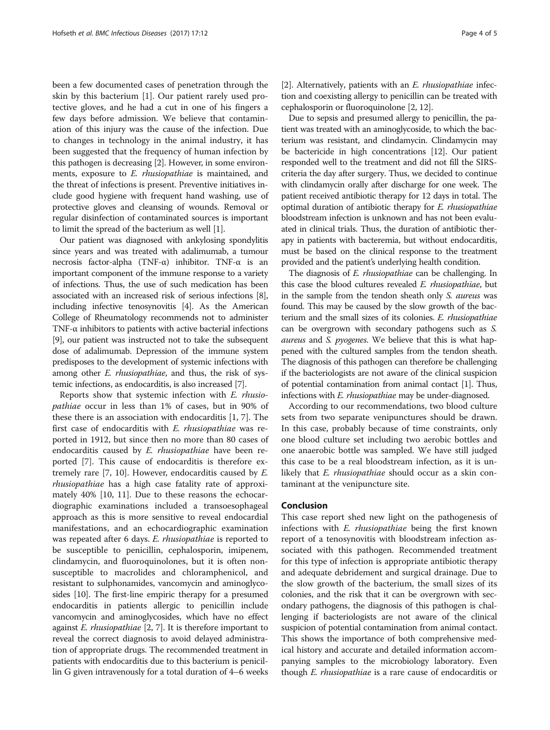been a few documented cases of penetration through the skin by this bacterium [1]. Our patient rarely used protective gloves, and he had a cut in one of his fingers a few days before admission. We believe that contamination of this injury was the cause of the infection. Due to changes in technology in the animal industry, it has been suggested that the frequency of human infection by this pathogen is decreasing [2]. However, in some environments, exposure to *E. rhusiopathiae* is maintained, and the threat of infections is present. Preventive initiatives include good hygiene with frequent hand washing, use of protective gloves and cleansing of wounds. Removal or regular disinfection of contaminated sources is important to limit the spread of the bacterium as well [1].

Our patient was diagnosed with ankylosing spondylitis since years and was treated with adalimumab, a tumour necrosis factor-alpha (TNF-α) inhibitor. TNF-α is an important component of the immune response to a variety of infections. Thus, the use of such medication has been associated with an increased risk of serious infections [8], including infective tenosynovitis [4]. As the American College of Rheumatology recommends not to administer TNF-α inhibitors to patients with active bacterial infections [9], our patient was instructed not to take the subsequent dose of adalimumab. Depression of the immune system predisposes to the development of systemic infections with among other *E. rhusiopathiae*, and thus, the risk of systemic infections, as endocarditis, is also increased [7].

Reports show that systemic infection with *E. rhusiopathiae* occur in less than 1% of cases, but in 90% of these there is an association with endocarditis [1, 7]. The first case of endocarditis with *E. rhusiopathiae* was reported in 1912, but since then no more than 80 cases of endocarditis caused by *E. rhusiopathiae* have been reported [7]. This cause of endocarditis is therefore extremely rare [7, 10]. However, endocarditis caused by *E. rhusiopathiae* has a high case fatality rate of approximately 40% [10, 11]. Due to these reasons the echocardiographic examinations included a transoesophageal approach as this is more sensitive to reveal endocardial manifestations, and an echocardiographic examination was repeated after 6 days. *E. rhusiopathiae* is reported to be susceptible to penicillin, cephalosporin, imipenem, clindamycin, and fluoroquinolones, but it is often non-susceptible to macrolides and chloramphenicol, and resistant to sulphonamides, vancomycin and aminoglycosides [10]. The first-line empiric therapy for a presumed endocarditis in patients allergic to penicillin include vancomycin and aminoglycosides, which have no effect against *E. rhusiopathiae* [2, 7]. It is therefore important to reveal the correct diagnosis to avoid delayed administration of appropriate drugs. The recommended treatment in patients with endocarditis due to this bacterium is penicillin G given intravenously for a total duration of 4–6 weeks [2]. Alternatively, patients with an *E. rhusiopathiae* infection and coexisting allergy to penicillin can be treated with cephalosporin or fluoroquinolone [2, 12].

Due to sepsis and presumed allergy to penicillin, the patient was treated with an aminoglycoside, to which the bacterium was resistant, and clindamycin. Clindamycin may be bactericide in high concentrations [12]. Our patient responded well to the treatment and did not fill the SIRS-criteria the day after surgery. Thus, we decided to continue with clindamycin orally after discharge for one week. The patient received antibiotic therapy for 12 days in total. The optimal duration of antibiotic therapy for *E. rhusiopathiae* bloodstream infection is unknown and has not been evaluated in clinical trials. Thus, the duration of antibiotic therapy in patients with bacteremia, but without endocarditis, must be based on the clinical response to the treatment provided and the patient's underlying health condition.

The diagnosis of *E. rhusiopathiae* can be challenging. In this case the blood cultures revealed *E. rhusiopathiae*, but in the sample from the tendon sheath only *S. aureus* was found. This may be caused by the slow growth of the bacterium and the small sizes of its colonies. *E. rhusiopathiae* can be overgrown with secondary pathogens such as *S. aureus* and *S. pyogenes*. We believe that this is what happened with the cultured samples from the tendon sheath. The diagnosis of this pathogen can therefore be challenging if the bacteriologists are not aware of the clinical suspicion of potential contamination from animal contact [1]. Thus, infections with *E. rhusiopathiae* may be under-diagnosed.

According to our recommendations, two blood culture sets from two separate venipunctures should be drawn. In this case, probably because of time constraints, only one blood culture set including two aerobic bottles and one anaerobic bottle was sampled. We have still judged this case to be a real bloodstream infection, as it is unlikely that *E. rhusiopathiae* should occur as a skin contaminant at the venipuncture site.

## Conclusion

This case report shed new light on the pathogenesis of infections with *E. rhusiopathiae* being the first known report of a tenosynovitis with bloodstream infection associated with this pathogen. Recommended treatment for this type of infection is appropriate antibiotic therapy and adequate debridement and surgical drainage. Due to the slow growth of the bacterium, the small sizes of its colonies, and the risk that it can be overgrown with secondary pathogens, the diagnosis of this pathogen is challenging if bacteriologists are not aware of the clinical suspicion of potential contamination from animal contact. This shows the importance of both comprehensive medical history and accurate and detailed information accompanying samples to the microbiology laboratory. Even though *E. rhusiopathiae* is a rare cause of endocarditis or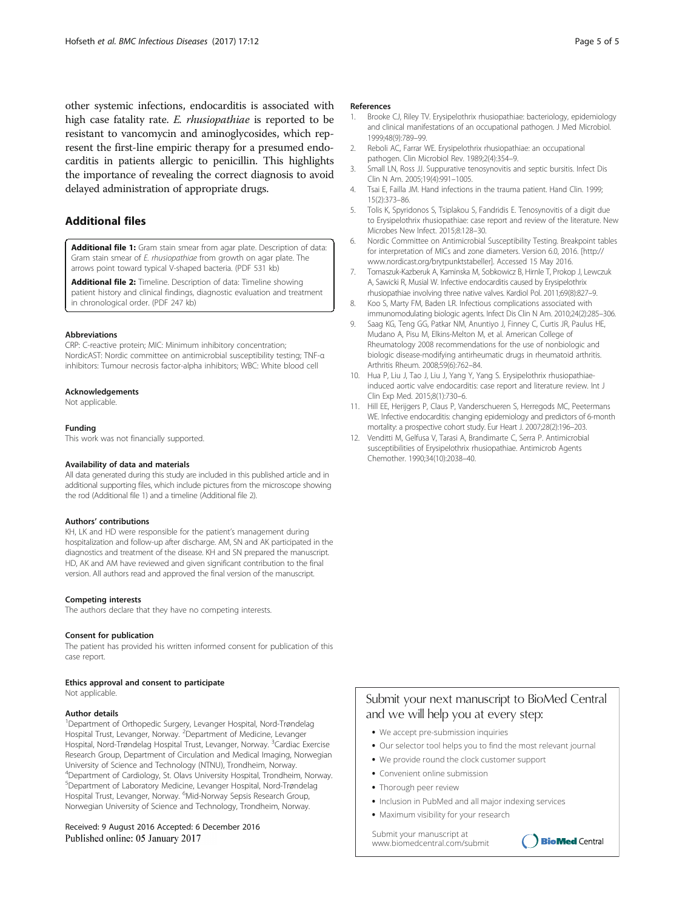other systemic infections, endocarditis is associated with high case fatality rate. *E. rhusiopathiae* is reported to be resistant to vancomycin and aminoglycosides, which represent the first-line empiric therapy for a presumed endocarditis in patients allergic to penicillin. This highlights the importance of revealing the correct diagnosis to avoid delayed administration of appropriate drugs.

## Additional files

**Additional file 1:** Gram stain smear from agar plate. Description of data: Gram stain smear of *E. rhusiopathiae* from growth on agar plate. The arrows point toward typical V-shaped bacteria. (PDF 531 kb)

**Additional file 2:** Timeline. Description of data: Timeline showing patient history and clinical findings, diagnostic evaluation and treatment in chronological order. (PDF 247 kb)

#### Abbreviations

CRP: C-reactive protein; MIC: Minimum inhibitory concentration; NordicAST: Nordic committee on antimicrobial susceptibility testing; TNF-α inhibitors: Tumour necrosis factor-alpha inhibitors; WBC: White blood cell

#### Acknowledgements

Not applicable.

#### Funding

This work was not financially supported.

#### Availability of data and materials

All data generated during this study are included in this published article and in additional supporting files, which include pictures from the microscope showing the rod (Additional file 1) and a timeline (Additional file 2).

#### Authors' contributions

KH, LK and HD were responsible for the patient's management during hospitalization and follow-up after discharge. AM, SN and AK participated in the diagnostics and treatment of the disease. KH and SN prepared the manuscript. HD, AK and AM have reviewed and given significant contribution to the final version. All authors read and approved the final version of the manuscript.

#### Competing interests

The authors declare that they have no competing interests.

#### Consent for publication

The patient has provided his written informed consent for publication of this case report.

#### Ethics approval and consent to participate

Not applicable.

#### Author details

[1]Department of Orthopedic Surgery, Levanger Hospital, Nord-Trøndelag Hospital Trust, Levanger, Norway. [2]Department of Medicine, Levanger Hospital, Nord-Trøndelag Hospital Trust, Levanger, Norway. [3]Cardiac Exercise Research Group, Department of Circulation and Medical Imaging, Norwegian University of Science and Technology (NTNU), Trondheim, Norway. [4]Department of Cardiology, St. Olavs University Hospital, Trondheim, Norway. [5]Department of Laboratory Medicine, Levanger Hospital, Nord-Trøndelag Hospital Trust, Levanger, Norway. [6]Mid-Norway Sepsis Research Group, Norwegian University of Science and Technology, Trondheim, Norway.

Received: 9 August 2016 Accepted: 6 December 2016
Published online: 05 January 2017

#### References

1. Brooke CJ, Riley TV. Erysipelothrix rhusiopathiae: bacteriology, epidemiology and clinical manifestations of an occupational pathogen. J Med Microbiol. 1999;48(9):789–99.
2. Reboli AC, Farrar WE. Erysipelothrix rhusiopathiae: an occupational pathogen. Clin Microbiol Rev. 1989;2(4):354–9.
3. Small LN, Ross JJ. Suppurative tenosynovitis and septic bursitis. Infect Dis Clin N Am. 2005;19(4):991–1005.
4. Tsai E, Failla JM. Hand infections in the trauma patient. Hand Clin. 1999; 15(2):373–86.
5. Tolis K, Spyridonos S, Tsiplakou S, Fandridis E. Tenosynovitis of a digit due to Erysipelothrix rhusiopathiae: case report and review of the literature. New Microbes New Infect. 2015;8:128–30.
6. Nordic Committee on Antimicrobial Susceptibility Testing. Breakpoint tables for interpretation of MICs and zone diameters. Version 6.0, 2016. [http://www.nordicast.org/brytpunktstabeller]. Accessed 15 May 2016.
7. Tomaszuk-Kazberuk A, Kaminska M, Sobkowicz B, Hirnle T, Prokop J, Lewczuk A, Sawicki R, Musial W. Infective endocarditis caused by Erysipelothrix rhusiopathiae involving three native valves. Kardiol Pol. 2011;69(8):827–9.
8. Koo S, Marty FM, Baden LR. Infectious complications associated with immunomodulating biologic agents. Infect Dis Clin N Am. 2010;24(2):285–306.
9. Saag KG, Teng GG, Patkar NM, Anuntiyo J, Finney C, Curtis JR, Paulus HE, Mudano A, Pisu M, Elkins-Melton M, et al. American College of Rheumatology 2008 recommendations for the use of nonbiologic and biologic disease-modifying antirheumatic drugs in rheumatoid arthritis. Arthritis Rheum. 2008;59(6):762–84.
10. Hua P, Liu J, Tao J, Liu J, Yang Y, Yang S. Erysipelothrix rhusiopathiae-induced aortic valve endocarditis: case report and literature review. Int J Clin Exp Med. 2015;8(1):730–6.
11. Hill EE, Herijgers P, Claus P, Vanderschueren S, Herregods MC, Peetermans WE. Infective endocarditis: changing epidemiology and predictors of 6-month mortality: a prospective cohort study. Eur Heart J. 2007;28(2):196–203.
12. Venditti M, Gelfusa V, Tarasi A, Brandimarte C, Serra P. Antimicrobial susceptibilities of Erysipelothrix rhusiopathiae. Antimicrob Agents Chemother. 1990;34(10):2038–40.

Submit your next manuscript to BioMed Central and we will help you at every step:

- We accept pre-submission inquiries
- Our selector tool helps you to find the most relevant journal
- We provide round the clock customer support
- Convenient online submission
- Thorough peer review
- Inclusion in PubMed and all major indexing services
- Maximum visibility for your research

Submit your manuscript at www.biomedcentral.com/submit

BioMed Central